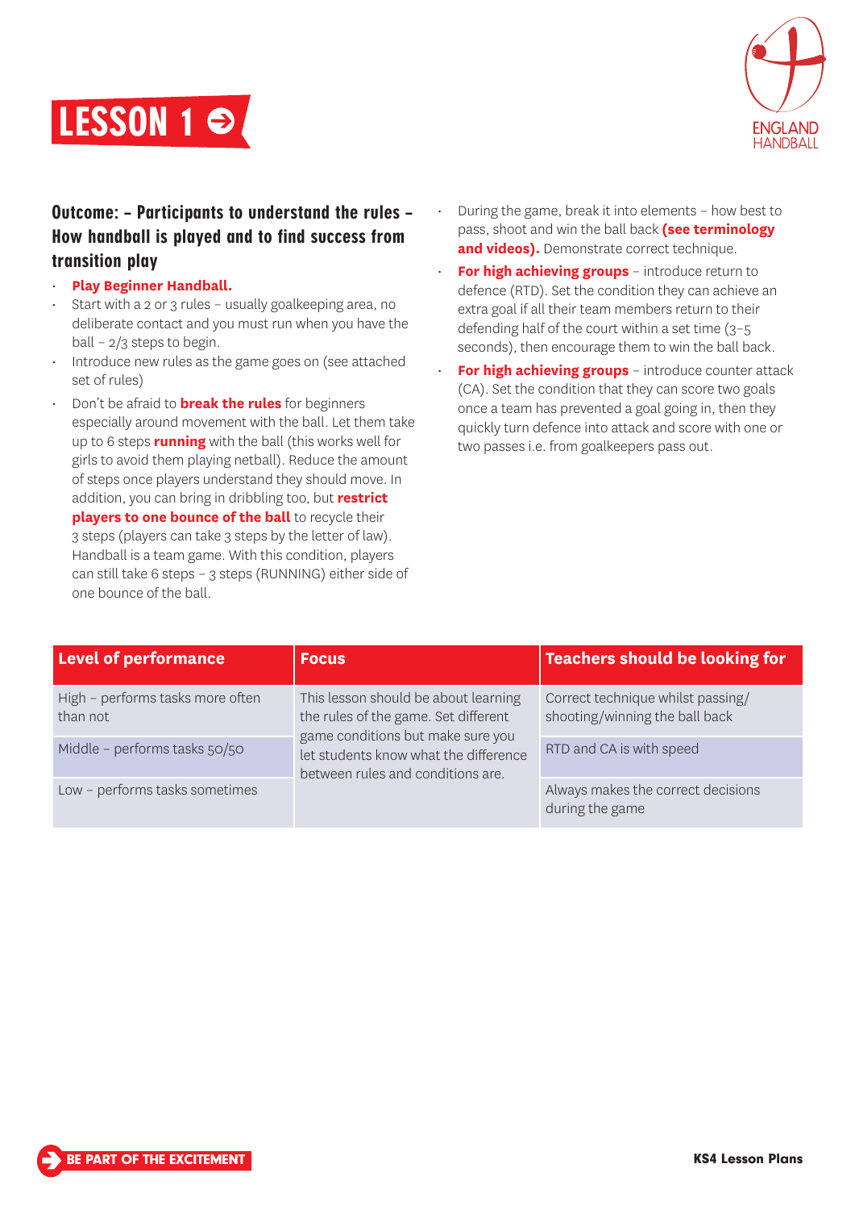# LESSON 1

ENGLAND HANDBALL

### Outcome: – Participants to understand the rules – How handball is played and to find success from transition play

- **Play Beginner Handball.**
- Start with a 2 or 3 rules – usually goalkeeping area, no deliberate contact and you must run when you have the ball – 2/3 steps to begin.
- Introduce new rules as the game goes on (see attached set of rules)
- Don't be afraid to **break the rules** for beginners especially around movement with the ball. Let them take up to 6 steps **running** with the ball (this works well for girls to avoid them playing netball). Reduce the amount of steps once players understand they should move. In addition, you can bring in dribbling too, but **restrict players to one bounce of the ball** to recycle their 3 steps (players can take 3 steps by the letter of law). Handball is a team game. With this condition, players can still take 6 steps – 3 steps (RUNNING) either side of one bounce of the ball.
- During the game, break it into elements – how best to pass, shoot and win the ball back **(see terminology and videos).** Demonstrate correct technique.
- **For high achieving groups** – introduce return to defence (RTD). Set the condition they can achieve an extra goal if all their team members return to their defending half of the court within a set time (3–5 seconds), then encourage them to win the ball back.
- **For high achieving groups** – introduce counter attack (CA). Set the condition that they can score two goals once a team has prevented a goal going in, then they quickly turn defence into attack and score with one or two passes i.e. from goalkeepers pass out.

| Level of performance | Focus | Teachers should be looking for |
|---|---|---|
| High – performs tasks more often than not | This lesson should be about learning the rules of the game. Set different game conditions but make sure you let students know what the difference between rules and conditions are. | Correct technique whilst passing/ shooting/winning the ball back |
| Middle – performs tasks 50/50 | | RTD and CA is with speed |
| Low – performs tasks sometimes | | Always makes the correct decisions during the game |

BE PART OF THE EXCITEMENT

KS4 Lesson Plans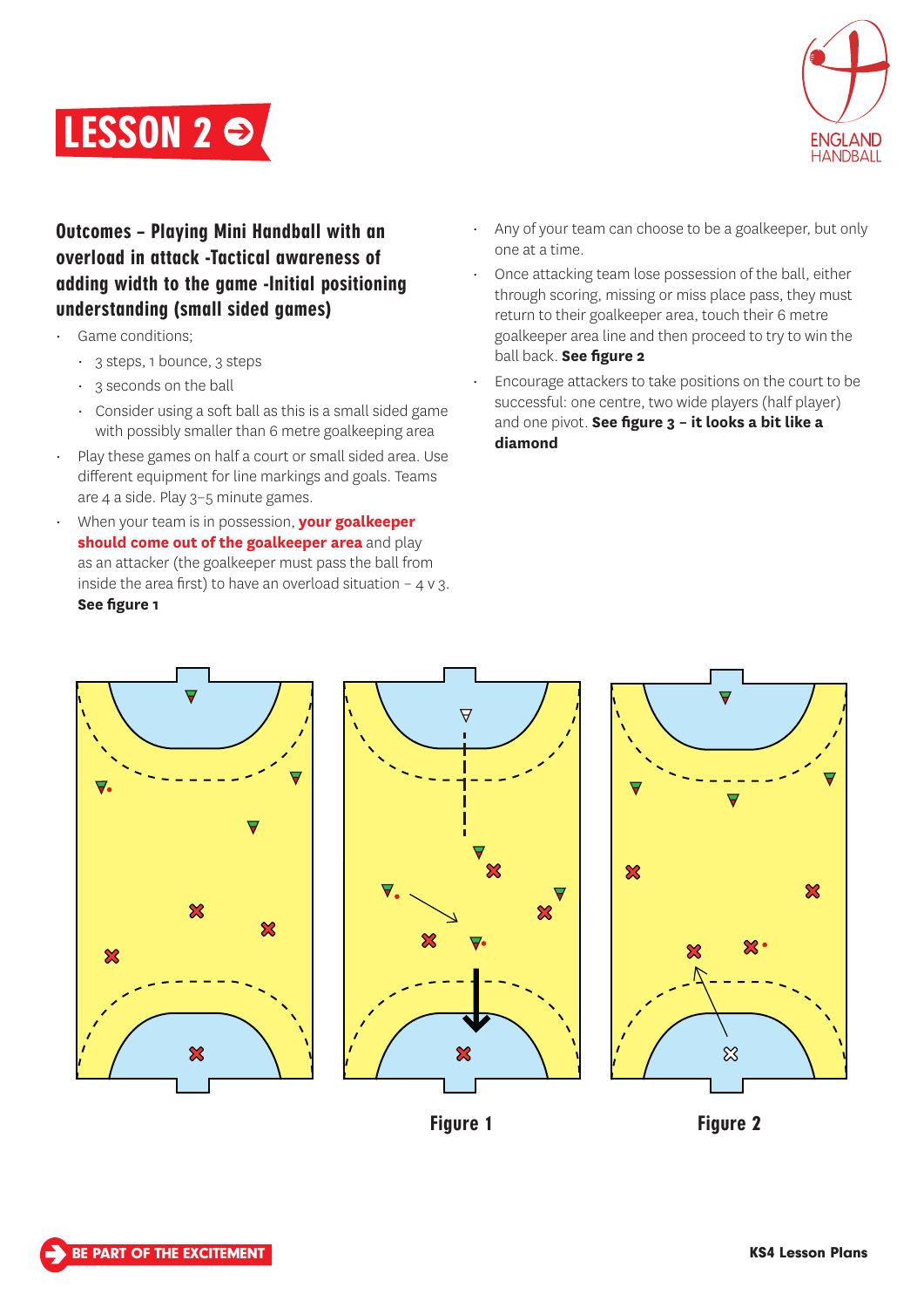# LESSON 2

### Outcomes – Playing Mini Handball with an overload in attack -Tactical awareness of adding width to the game -Initial positioning understanding (small sided games)

- Game conditions;
  - 3 steps, 1 bounce, 3 steps
  - 3 seconds on the ball
  - Consider using a soft ball as this is a small sided game with possibly smaller than 6 metre goalkeeping area
- Play these games on half a court or small sided area. Use different equipment for line markings and goals. Teams are 4 a side. Play 3–5 minute games.
- When your team is in possession, **your goalkeeper should come out of the goalkeeper area** and play as an attacker (the goalkeeper must pass the ball from inside the area first) to have an overload situation – 4 v 3. **See figure 1**
- Any of your team can choose to be a goalkeeper, but only one at a time.
- Once attacking team lose possession of the ball, either through scoring, missing or miss place pass, they must return to their goalkeeper area, touch their 6 metre goalkeeper area line and then proceed to try to win the ball back. **See figure 2**
- Encourage attackers to take positions on the court to be successful: one centre, two wide players (half player) and one pivot. **See figure 3 – it looks a bit like a diamond**

Figure 1

Figure 2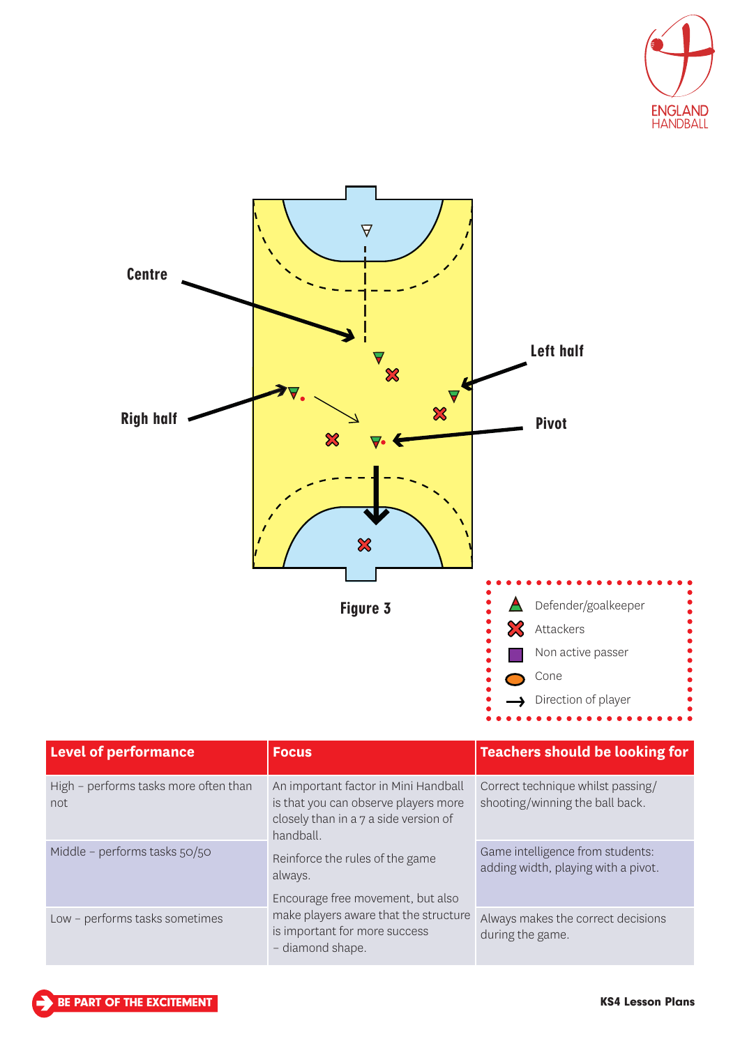Centre

Left half

Righ half

Pivot

Figure 3

- Defender/goalkeeper
- Attackers
- Non active passer
- Cone
- Direction of player

| Level of performance | Focus | Teachers should be looking for |
|---|---|---|
| High – performs tasks more often than not | An important factor in Mini Handball is that you can observe players more closely than in a 7 a side version of handball. | Correct technique whilst passing/ shooting/winning the ball back. |
| Middle – performs tasks 50/50 | Reinforce the rules of the game always. | Game intelligence from students: adding width, playing with a pivot. |
| Low – performs tasks sometimes | Encourage free movement, but also make players aware that the structure is important for more success – diamond shape. | Always makes the correct decisions during the game. |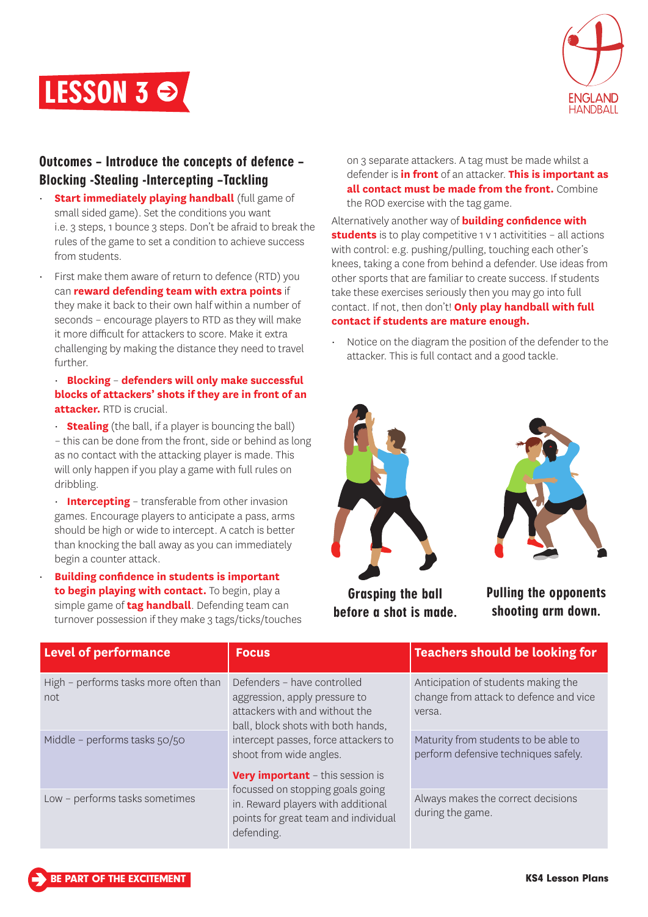# LESSON 3

## Outcomes – Introduce the concepts of defence – Blocking -Stealing -Intercepting –Tackling

- **Start immediately playing handball** (full game of small sided game). Set the conditions you want i.e. 3 steps, 1 bounce 3 steps. Don't be afraid to break the rules of the game to set a condition to achieve success from students.
- First make them aware of return to defence (RTD) you can **reward defending team with extra points** if they make it back to their own half within a number of seconds – encourage players to RTD as they will make it more difficult for attackers to score. Make it extra challenging by making the distance they need to travel further.
  - **Blocking** – **defenders will only make successful blocks of attackers' shots if they are in front of an attacker.** RTD is crucial.
  - **Stealing** (the ball, if a player is bouncing the ball) – this can be done from the front, side or behind as long as no contact with the attacking player is made. This will only happen if you play a game with full rules on dribbling.
  - **Intercepting** – transferable from other invasion games. Encourage players to anticipate a pass, arms should be high or wide to intercept. A catch is better than knocking the ball away as you can immediately begin a counter attack.
- **Building confidence in students is important to begin playing with contact.** To begin, play a simple game of **tag handball**. Defending team can turnover possession if they make 3 tags/ticks/touches on 3 separate attackers. A tag must be made whilst a defender is **in front** of an attacker. **This is important as all contact must be made from the front.** Combine the ROD exercise with the tag game.

Alternatively another way of **building confidence with students** is to play competitive 1 v 1 activitities – all actions with control: e.g. pushing/pulling, touching each other's knees, taking a cone from behind a defender. Use ideas from other sports that are familiar to create success. If students take these exercises seriously then you may go into full contact. If not, then don't! **Only play handball with full contact if students are mature enough.**

- Notice on the diagram the position of the defender to the attacker. This is full contact and a good tackle.

**Grasping the ball before a shot is made.**

**Pulling the opponents shooting arm down.**

| Level of performance | Focus | Teachers should be looking for |
|---|---|---|
| High – performs tasks more often than not | Defenders – have controlled aggression, apply pressure to attackers with and without the ball, block shots with both hands, intercept passes, force attackers to shoot from wide angles. **Very important** – this session is focussed on stopping goals going in. Reward players with additional points for great team and individual defending. | Anticipation of students making the change from attack to defence and vice versa. |
| Middle – performs tasks 50/50 | | Maturity from students to be able to perform defensive techniques safely. |
| Low – performs tasks sometimes | | Always makes the correct decisions during the game. |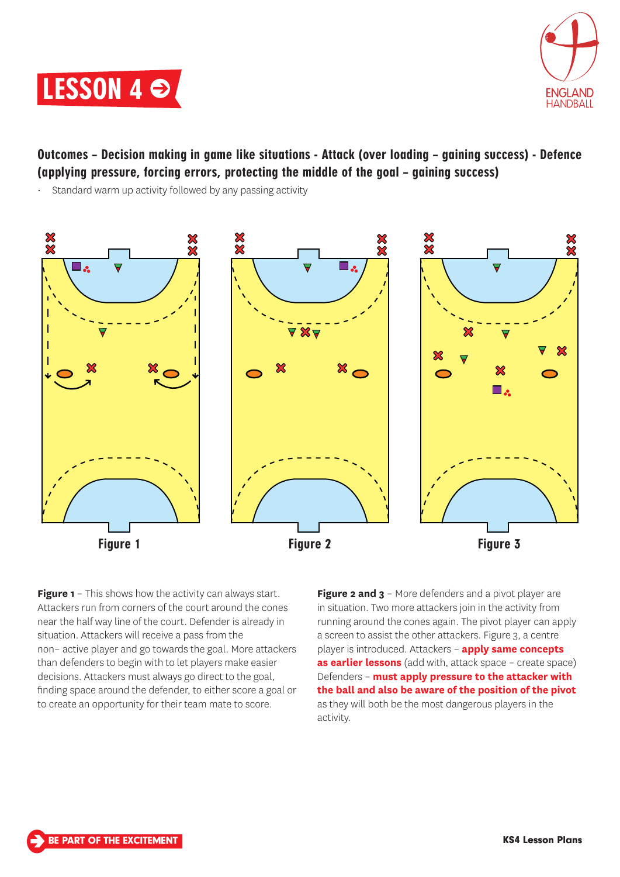# LESSON 4

**Outcomes – Decision making in game like situations - Attack (over loading – gaining success) - Defence (applying pressure, forcing errors, protecting the middle of the goal – gaining success)**

- Standard warm up activity followed by any passing activity

Figure 1

Figure 2

Figure 3

**Figure 1** – This shows how the activity can always start. Attackers run from corners of the court around the cones near the half way line of the court. Defender is already in situation. Attackers will receive a pass from the non– active player and go towards the goal. More attackers than defenders to begin with to let players make easier decisions. Attackers must always go direct to the goal, finding space around the defender, to either score a goal or to create an opportunity for their team mate to score.

**Figure 2 and 3** – More defenders and a pivot player are in situation. Two more attackers join in the activity from running around the cones again. The pivot player can apply a screen to assist the other attackers. Figure 3, a centre player is introduced. Attackers – **apply same concepts as earlier lessons** (add with, attack space – create space) Defenders – **must apply pressure to the attacker with the ball and also be aware of the position of the pivot** as they will both be the most dangerous players in the activity.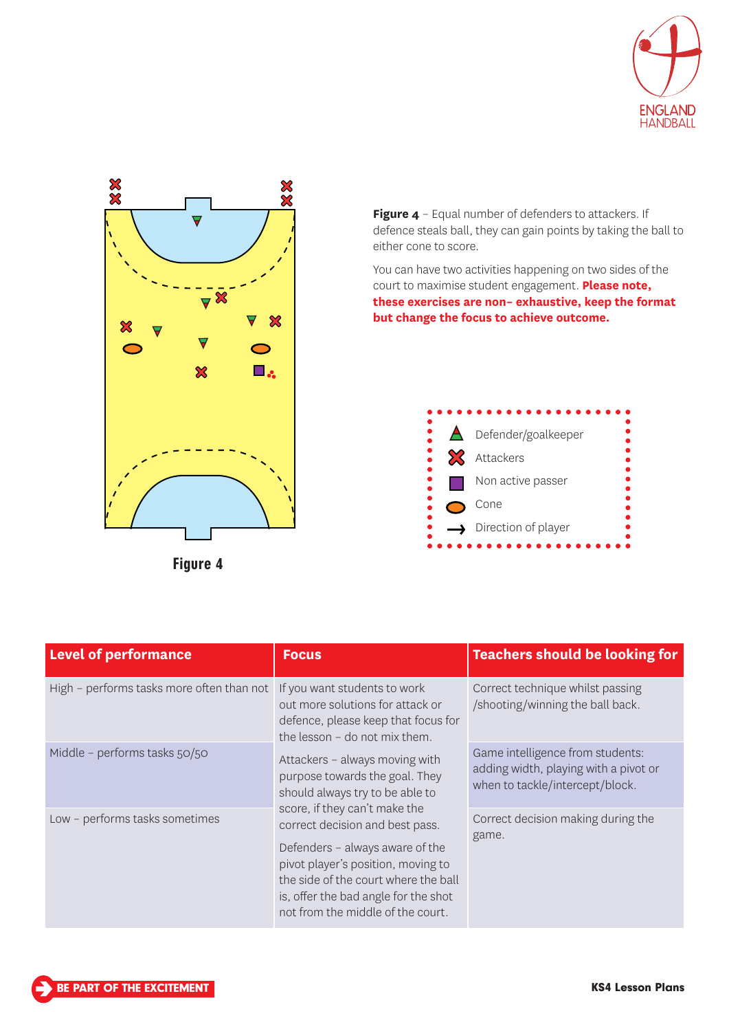Figure 4

**Figure 4** – Equal number of defenders to attackers. If defence steals ball, they can gain points by taking the ball to either cone to score.

You can have two activities happening on two sides of the court to maximise student engagement. **Please note, these exercises are non– exhaustive, keep the format but change the focus to achieve outcome.**

- Defender/goalkeeper
- Attackers
- Non active passer
- Cone
- Direction of player

| Level of performance | Focus | Teachers should be looking for |
|---|---|---|
| High – performs tasks more often than not | If you want students to work out more solutions for attack or defence, please keep that focus for the lesson – do not mix them. | Correct technique whilst passing /shooting/winning the ball back. |
| Middle – performs tasks 50/50 | Attackers – always moving with purpose towards the goal. They should always try to be able to score, if they can't make the correct decision and best pass. | Game intelligence from students: adding width, playing with a pivot or when to tackle/intercept/block. |
| Low – performs tasks sometimes | Defenders – always aware of the pivot player's position, moving to the side of the court where the ball is, offer the bad angle for the shot not from the middle of the court. | Correct decision making during the game. |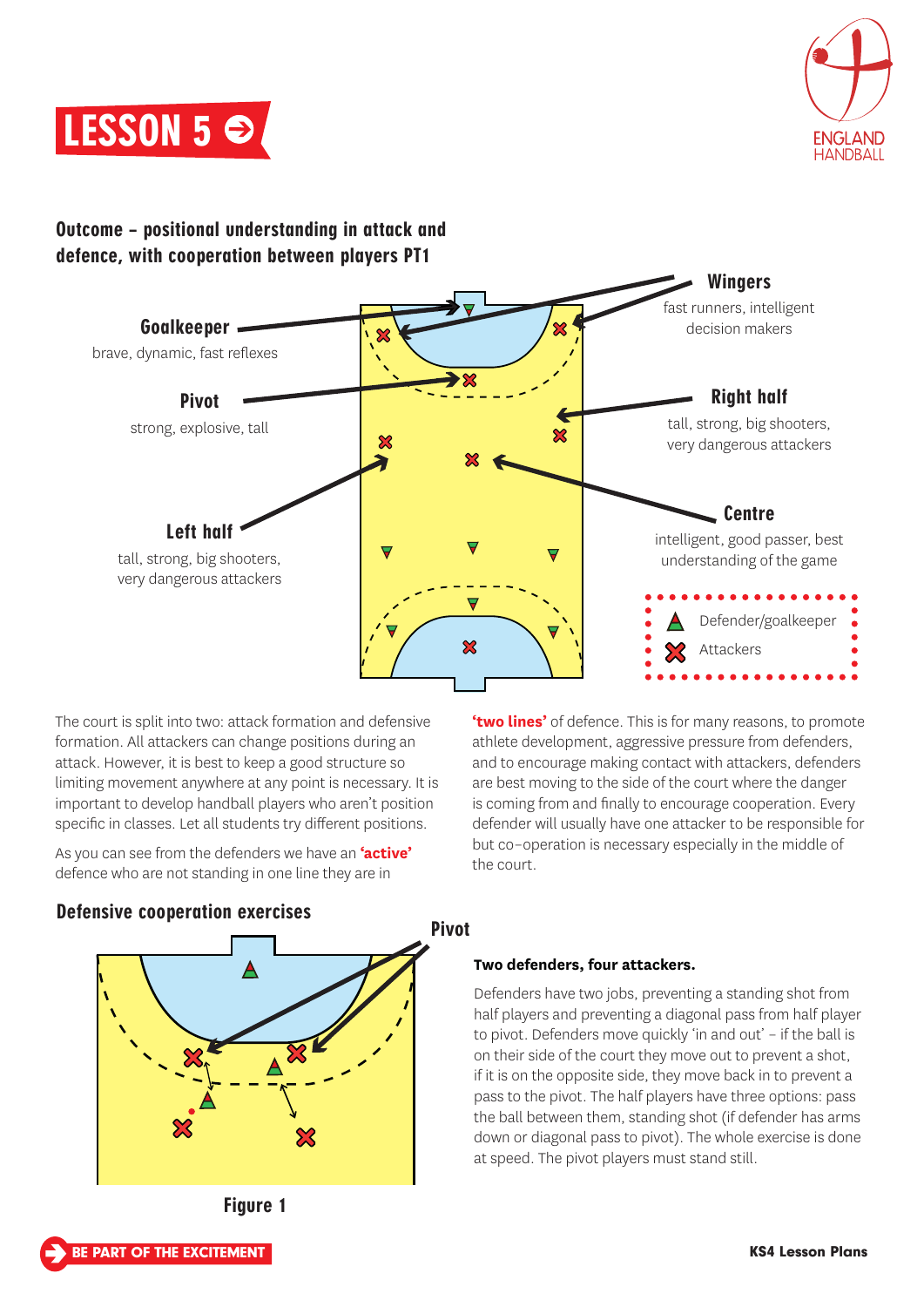# LESSON 5

**Outcome – positional understanding in attack and defence, with cooperation between players PT1**

**Goalkeeper**
brave, dynamic, fast reflexes

**Pivot**
strong, explosive, tall

**Left half**
tall, strong, big shooters, very dangerous attackers

**Wingers**
fast runners, intelligent decision makers

**Right half**
tall, strong, big shooters, very dangerous attackers

**Centre**
intelligent, good passer, best understanding of the game

Defender/goalkeeper
Attackers

The court is split into two: attack formation and defensive formation. All attackers can change positions during an attack. However, it is best to keep a good structure so limiting movement anywhere at any point is necessary. It is important to develop handball players who aren't position specific in classes. Let all students try different positions.

As you can see from the defenders we have an **'active'** defence who are not standing in one line they are in **'two lines'** of defence. This is for many reasons, to promote athlete development, aggressive pressure from defenders, and to encourage making contact with attackers, defenders are best moving to the side of the court where the danger is coming from and finally to encourage cooperation. Every defender will usually have one attacker to be responsible for but co-operation is necessary especially in the middle of the court.

## Defensive cooperation exercises

Pivot

Figure 1

**Two defenders, four attackers.**

Defenders have two jobs, preventing a standing shot from half players and preventing a diagonal pass from half player to pivot. Defenders move quickly 'in and out' – if the ball is on their side of the court they move out to prevent a shot, if it is on the opposite side, they move back in to prevent a pass to the pivot. The half players have three options: pass the ball between them, standing shot (if defender has arms down or diagonal pass to pivot). The whole exercise is done at speed. The pivot players must stand still.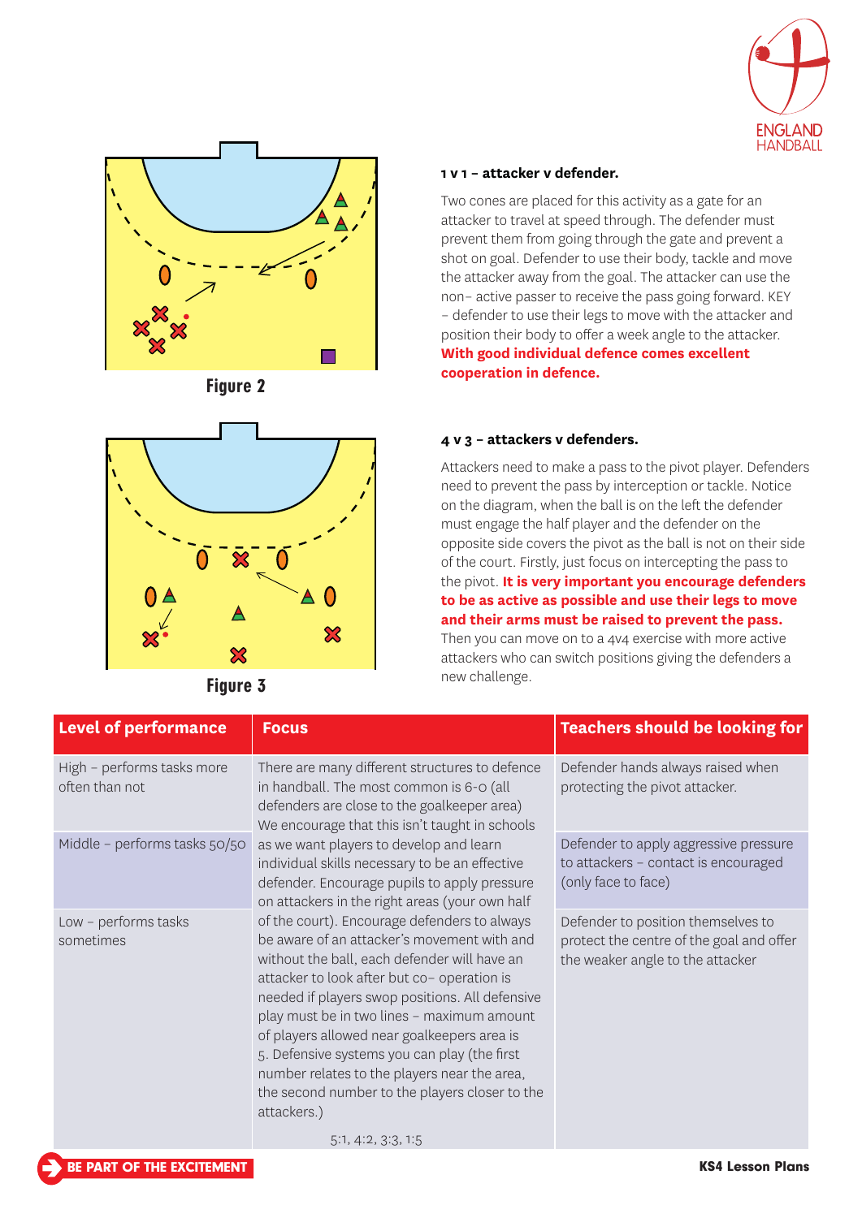Figure 2

### 1 v 1 – attacker v defender.

Two cones are placed for this activity as a gate for an attacker to travel at speed through. The defender must prevent them from going through the gate and prevent a shot on goal. Defender to use their body, tackle and move the attacker away from the goal. The attacker can use the non– active passer to receive the pass going forward. KEY – defender to use their legs to move with the attacker and position their body to offer a week angle to the attacker. **With good individual defence comes excellent cooperation in defence.**

Figure 3

### 4 v 3 – attackers v defenders.

Attackers need to make a pass to the pivot player. Defenders need to prevent the pass by interception or tackle. Notice on the diagram, when the ball is on the left the defender must engage the half player and the defender on the opposite side covers the pivot as the ball is not on their side of the court. Firstly, just focus on intercepting the pass to the pivot. **It is very important you encourage defenders to be as active as possible and use their legs to move and their arms must be raised to prevent the pass.** Then you can move on to a 4v4 exercise with more active attackers who can switch positions giving the defenders a new challenge.

| Level of performance | Focus | Teachers should be looking for |
| --- | --- | --- |
| High – performs tasks more often than not | There are many different structures to defence in handball. The most common is 6-0 (all defenders are close to the goalkeeper area) We encourage that this isn't taught in schools as we want players to develop and learn individual skills necessary to be an effective defender. Encourage pupils to apply pressure on attackers in the right areas (your own half of the court). Encourage defenders to always be aware of an attacker's movement with and without the ball, each defender will have an attacker to look after but co– operation is needed if players swop positions. All defensive play must be in two lines – maximum amount of players allowed near goalkeepers area is 5. Defensive systems you can play (the first number relates to the players near the area, the second number to the players closer to the attackers.)<br><br>5:1, 4:2, 3:3, 1:5 | Defender hands always raised when protecting the pivot attacker. |
| Middle – performs tasks 50/50 | | Defender to apply aggressive pressure to attackers – contact is encouraged (only face to face) |
| Low – performs tasks sometimes | | Defender to position themselves to protect the centre of the goal and offer the weaker angle to the attacker |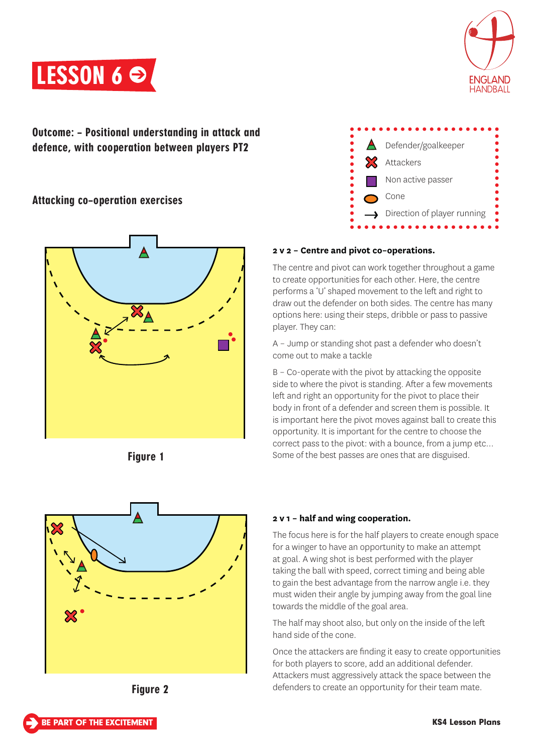# LESSON 6

**Outcome: – Positional understanding in attack and defence, with cooperation between players PT2**

- Defender/goalkeeper
- Attackers
- Non active passer
- Cone
- Direction of player running

## Attacking co-operation exercises

Figure 1

### 2 v 2 – Centre and pivot co-operations.

The centre and pivot can work together throughout a game to create opportunities for each other. Here, the centre performs a 'U' shaped movement to the left and right to draw out the defender on both sides. The centre has many options here: using their steps, dribble or pass to passive player. They can:

A – Jump or standing shot past a defender who doesn't come out to make a tackle

B – Co-operate with the pivot by attacking the opposite side to where the pivot is standing. After a few movements left and right an opportunity for the pivot to place their body in front of a defender and screen them is possible. It is important here the pivot moves against ball to create this opportunity. It is important for the centre to choose the correct pass to the pivot: with a bounce, from a jump etc... Some of the best passes are ones that are disguised.

Figure 2

### 2 v 1 – half and wing cooperation.

The focus here is for the half players to create enough space for a winger to have an opportunity to make an attempt at goal. A wing shot is best performed with the player taking the ball with speed, correct timing and being able to gain the best advantage from the narrow angle i.e. they must widen their angle by jumping away from the goal line towards the middle of the goal area.

The half may shoot also, but only on the inside of the left hand side of the cone.

Once the attackers are finding it easy to create opportunities for both players to score, add an additional defender. Attackers must aggressively attack the space between the defenders to create an opportunity for their team mate.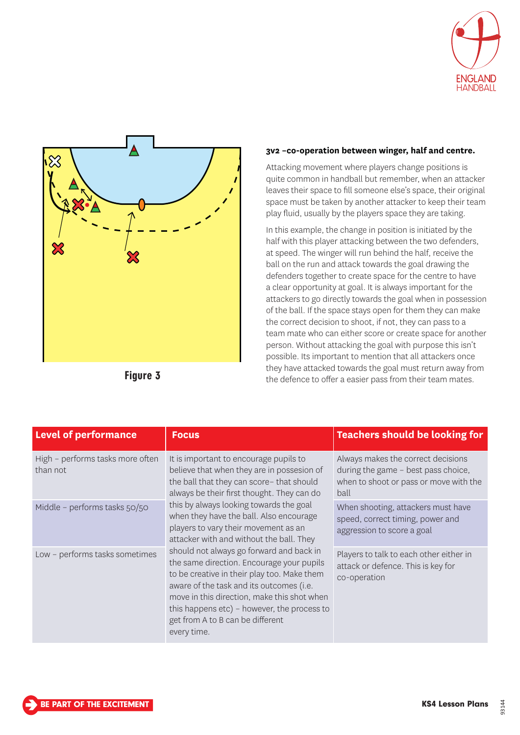Figure 3

### 3v2 –co-operation between winger, half and centre.

Attacking movement where players change positions is quite common in handball but remember, when an attacker leaves their space to fill someone else's space, their original space must be taken by another attacker to keep their team play fluid, usually by the players space they are taking.

In this example, the change in position is initiated by the half with this player attacking between the two defenders, at speed. The winger will run behind the half, receive the ball on the run and attack towards the goal drawing the defenders together to create space for the centre to have a clear opportunity at goal. It is always important for the attackers to go directly towards the goal when in possession of the ball. If the space stays open for them they can make the correct decision to shoot, if not, they can pass to a team mate who can either score or create space for another person. Without attacking the goal with purpose this isn't possible. Its important to mention that all attackers once they have attacked towards the goal must return away from the defence to offer a easier pass from their team mates.

| Level of performance | Focus | Teachers should be looking for |
|---|---|---|
| High – performs tasks more often than not | It is important to encourage pupils to believe that when they are in possesion of the ball that they can score– that should always be their first thought. They can do this by always looking towards the goal when they have the ball. Also encourage players to vary their movement as an attacker with and without the ball. They should not always go forward and back in the same direction. Encourage your pupils to be creative in their play too. Make them aware of the task and its outcomes (i.e. move in this direction, make this shot when this happens etc) – however, the process to get from A to B can be different every time. | Always makes the correct decisions during the game – best pass choice, when to shoot or pass or move with the ball |
| Middle – performs tasks 50/50 | | When shooting, attackers must have speed, correct timing, power and aggression to score a goal |
| Low – performs tasks sometimes | | Players to talk to each other either in attack or defence. This is key for co-operation |